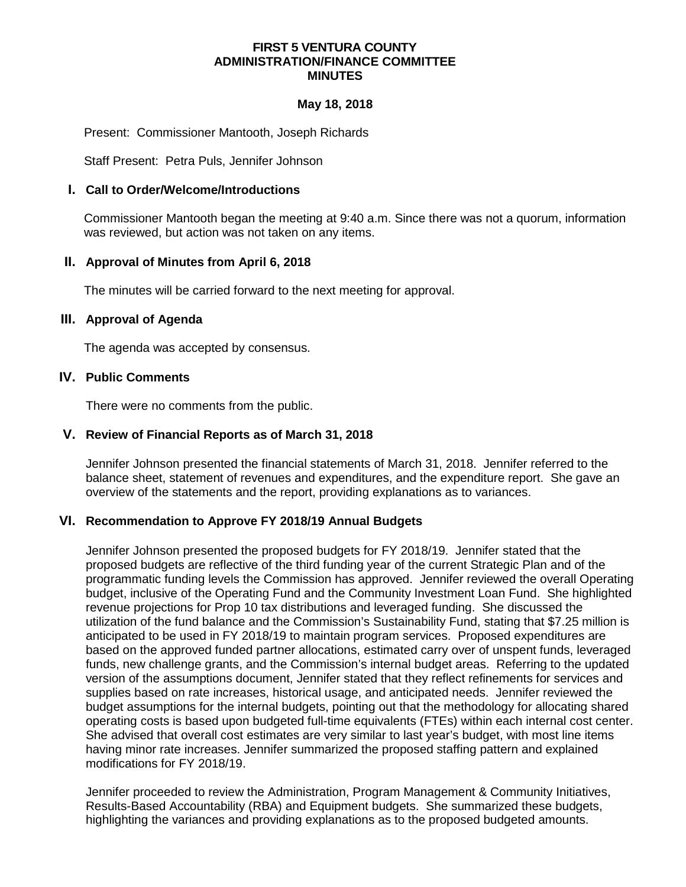# FIRST 5 VENTURA COUNTY
## ADMINISTRATION/FINANCE COMMITTEE
## MINUTES

**May 18, 2018**

Present: Commissioner Mantooth, Joseph Richards

Staff Present: Petra Puls, Jennifer Johnson

### I. Call to Order/Welcome/Introductions

Commissioner Mantooth began the meeting at 9:40 a.m. Since there was not a quorum, information was reviewed, but action was not taken on any items.

### II. Approval of Minutes from April 6, 2018

The minutes will be carried forward to the next meeting for approval.

### III. Approval of Agenda

The agenda was accepted by consensus.

### IV. Public Comments

There were no comments from the public.

### V. Review of Financial Reports as of March 31, 2018

Jennifer Johnson presented the financial statements of March 31, 2018. Jennifer referred to the balance sheet, statement of revenues and expenditures, and the expenditure report. She gave an overview of the statements and the report, providing explanations as to variances.

### VI. Recommendation to Approve FY 2018/19 Annual Budgets

Jennifer Johnson presented the proposed budgets for FY 2018/19. Jennifer stated that the proposed budgets are reflective of the third funding year of the current Strategic Plan and of the programmatic funding levels the Commission has approved. Jennifer reviewed the overall Operating budget, inclusive of the Operating Fund and the Community Investment Loan Fund. She highlighted revenue projections for Prop 10 tax distributions and leveraged funding. She discussed the utilization of the fund balance and the Commission's Sustainability Fund, stating that $7.25 million is anticipated to be used in FY 2018/19 to maintain program services. Proposed expenditures are based on the approved funded partner allocations, estimated carry over of unspent funds, leveraged funds, new challenge grants, and the Commission's internal budget areas. Referring to the updated version of the assumptions document, Jennifer stated that they reflect refinements for services and supplies based on rate increases, historical usage, and anticipated needs. Jennifer reviewed the budget assumptions for the internal budgets, pointing out that the methodology for allocating shared operating costs is based upon budgeted full-time equivalents (FTEs) within each internal cost center. She advised that overall cost estimates are very similar to last year's budget, with most line items having minor rate increases. Jennifer summarized the proposed staffing pattern and explained modifications for FY 2018/19.

Jennifer proceeded to review the Administration, Program Management & Community Initiatives, Results-Based Accountability (RBA) and Equipment budgets. She summarized these budgets, highlighting the variances and providing explanations as to the proposed budgeted amounts.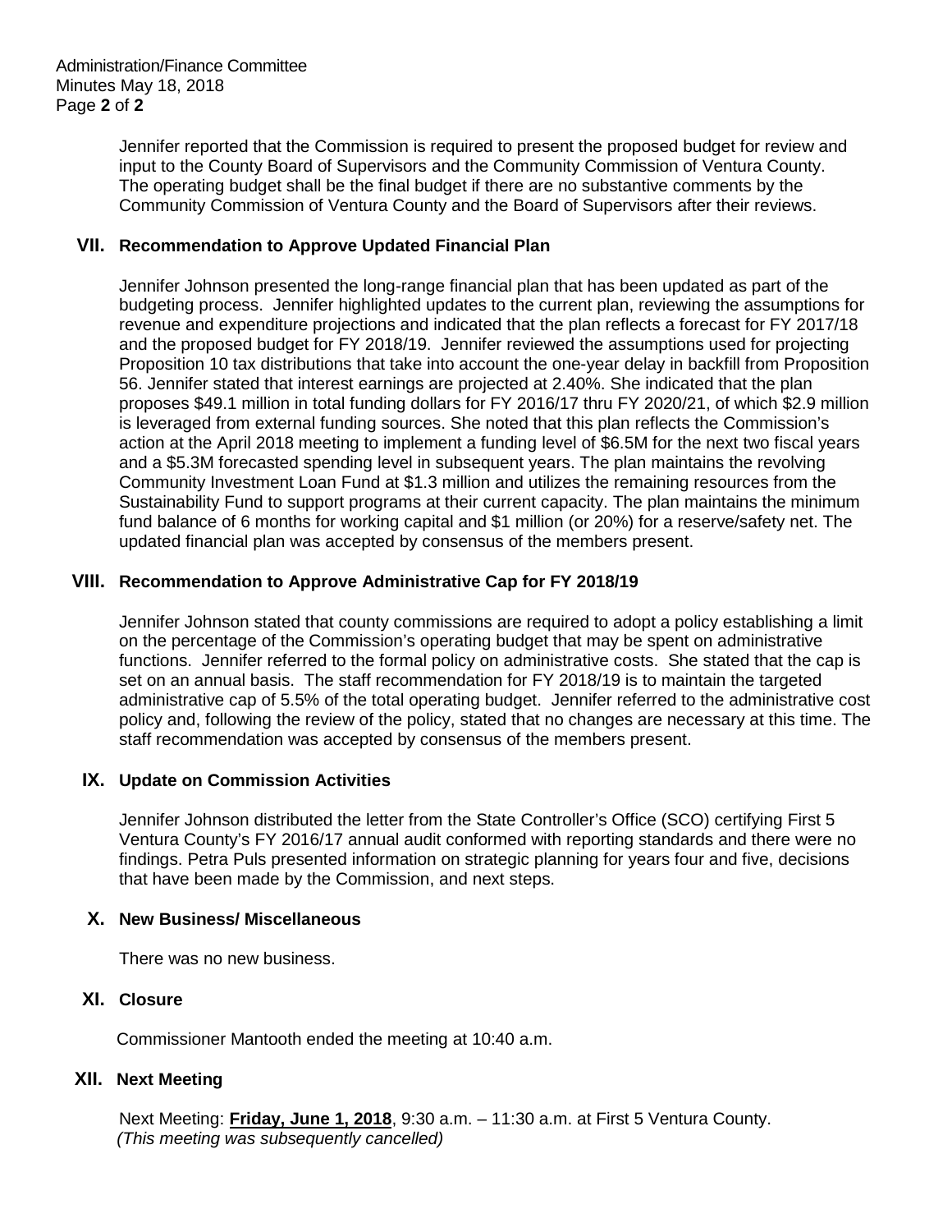Jennifer reported that the Commission is required to present the proposed budget for review and input to the County Board of Supervisors and the Community Commission of Ventura County. The operating budget shall be the final budget if there are no substantive comments by the Community Commission of Ventura County and the Board of Supervisors after their reviews.

## VII. Recommendation to Approve Updated Financial Plan

Jennifer Johnson presented the long-range financial plan that has been updated as part of the budgeting process. Jennifer highlighted updates to the current plan, reviewing the assumptions for revenue and expenditure projections and indicated that the plan reflects a forecast for FY 2017/18 and the proposed budget for FY 2018/19. Jennifer reviewed the assumptions used for projecting Proposition 10 tax distributions that take into account the one-year delay in backfill from Proposition 56. Jennifer stated that interest earnings are projected at 2.40%. She indicated that the plan proposes $49.1 million in total funding dollars for FY 2016/17 thru FY 2020/21, of which $2.9 million is leveraged from external funding sources. She noted that this plan reflects the Commission's action at the April 2018 meeting to implement a funding level of $6.5M for the next two fiscal years and a $5.3M forecasted spending level in subsequent years. The plan maintains the revolving Community Investment Loan Fund at $1.3 million and utilizes the remaining resources from the Sustainability Fund to support programs at their current capacity. The plan maintains the minimum fund balance of 6 months for working capital and $1 million (or 20%) for a reserve/safety net. The updated financial plan was accepted by consensus of the members present.

## VIII. Recommendation to Approve Administrative Cap for FY 2018/19

Jennifer Johnson stated that county commissions are required to adopt a policy establishing a limit on the percentage of the Commission's operating budget that may be spent on administrative functions. Jennifer referred to the formal policy on administrative costs. She stated that the cap is set on an annual basis. The staff recommendation for FY 2018/19 is to maintain the targeted administrative cap of 5.5% of the total operating budget. Jennifer referred to the administrative cost policy and, following the review of the policy, stated that no changes are necessary at this time. The staff recommendation was accepted by consensus of the members present.

## IX. Update on Commission Activities

Jennifer Johnson distributed the letter from the State Controller's Office (SCO) certifying First 5 Ventura County's FY 2016/17 annual audit conformed with reporting standards and there were no findings. Petra Puls presented information on strategic planning for years four and five, decisions that have been made by the Commission, and next steps.

## X. New Business/ Miscellaneous

There was no new business.

## XI. Closure

Commissioner Mantooth ended the meeting at 10:40 a.m.

## XII. Next Meeting

Next Meeting: **Friday, June 1, 2018**, 9:30 a.m. – 11:30 a.m. at First 5 Ventura County.
*(This meeting was subsequently cancelled)*